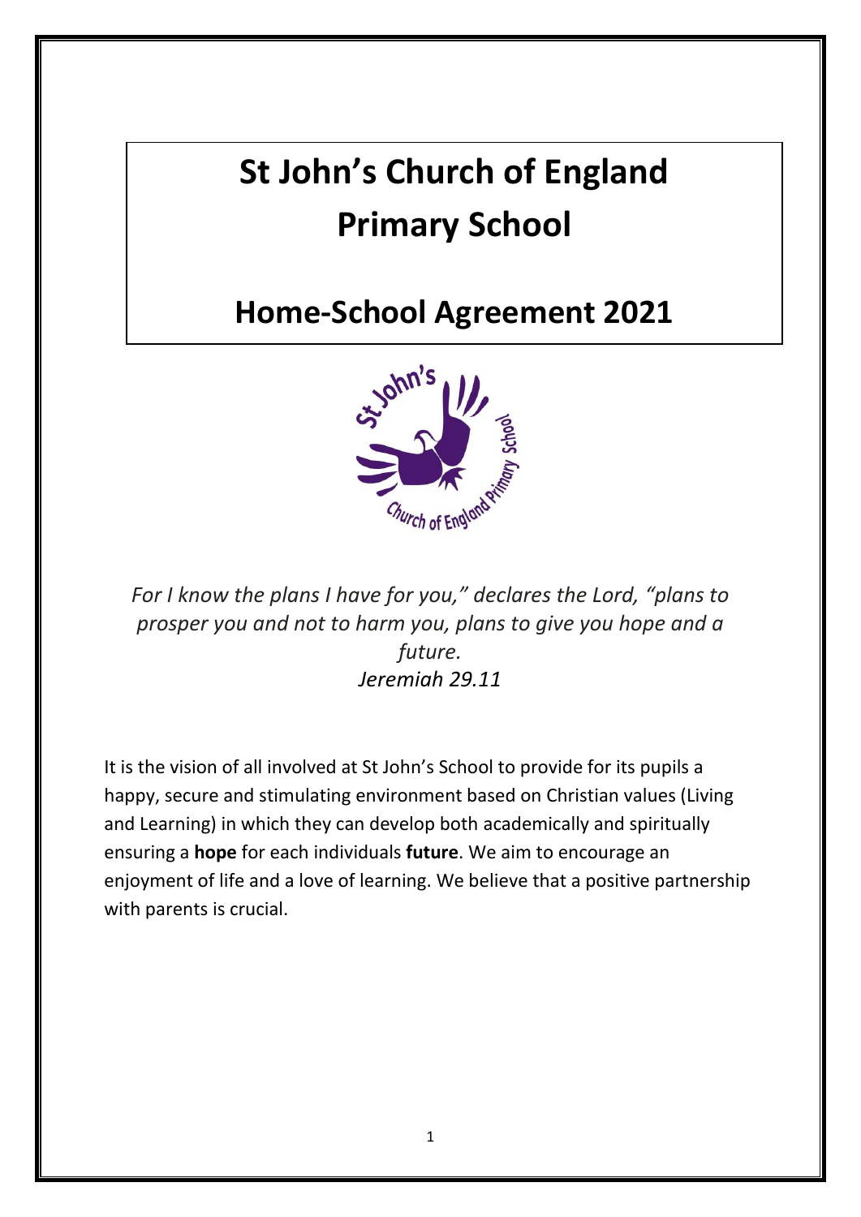# St John's Church of England Primary School

## Home-School Agreement 2021

*For I know the plans I have for you," declares the Lord, "plans to prosper you and not to harm you, plans to give you hope and a future.*
*Jeremiah 29.11*

It is the vision of all involved at St John's School to provide for its pupils a happy, secure and stimulating environment based on Christian values (Living and Learning) in which they can develop both academically and spiritually ensuring a **hope** for each individuals **future**. We aim to encourage an enjoyment of life and a love of learning. We believe that a positive partnership with parents is crucial.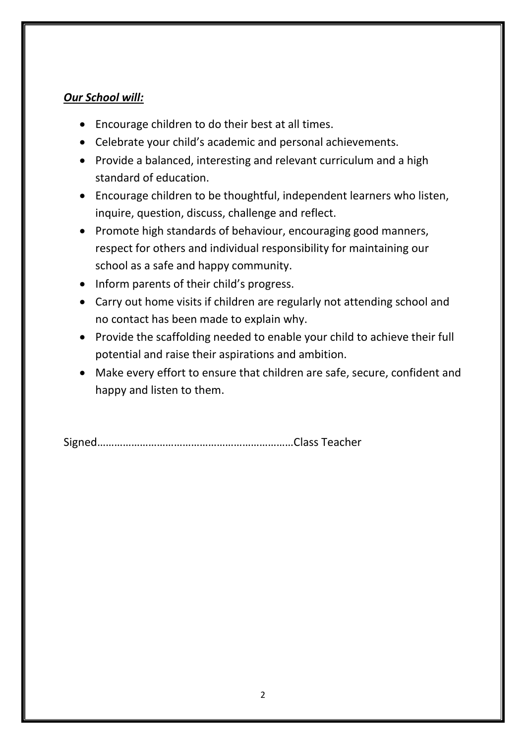***<u>Our School will:</u>***

- Encourage children to do their best at all times.
- Celebrate your child's academic and personal achievements.
- Provide a balanced, interesting and relevant curriculum and a high standard of education.
- Encourage children to be thoughtful, independent learners who listen, inquire, question, discuss, challenge and reflect.
- Promote high standards of behaviour, encouraging good manners, respect for others and individual responsibility for maintaining our school as a safe and happy community.
- Inform parents of their child's progress.
- Carry out home visits if children are regularly not attending school and no contact has been made to explain why.
- Provide the scaffolding needed to enable your child to achieve their full potential and raise their aspirations and ambition.
- Make every effort to ensure that children are safe, secure, confident and happy and listen to them.

Signed……………………………………………………………Class Teacher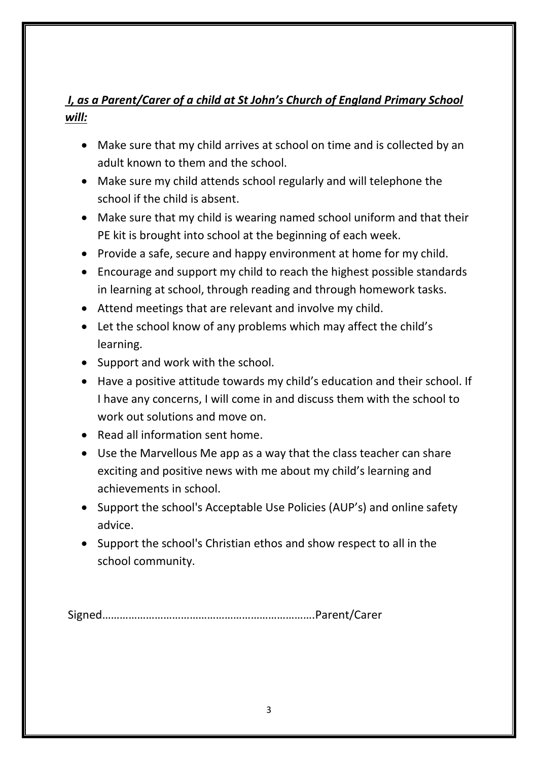***I, as a Parent/Carer of a child at St John's Church of England Primary School will:***

- Make sure that my child arrives at school on time and is collected by an adult known to them and the school.
- Make sure my child attends school regularly and will telephone the school if the child is absent.
- Make sure that my child is wearing named school uniform and that their PE kit is brought into school at the beginning of each week.
- Provide a safe, secure and happy environment at home for my child.
- Encourage and support my child to reach the highest possible standards in learning at school, through reading and through homework tasks.
- Attend meetings that are relevant and involve my child.
- Let the school know of any problems which may affect the child's learning.
- Support and work with the school.
- Have a positive attitude towards my child's education and their school. If I have any concerns, I will come in and discuss them with the school to work out solutions and move on.
- Read all information sent home.
- Use the Marvellous Me app as a way that the class teacher can share exciting and positive news with me about my child's learning and achievements in school.
- Support the school's Acceptable Use Policies (AUP's) and online safety advice.
- Support the school's Christian ethos and show respect to all in the school community.

Signed…………………………………………………………………Parent/Carer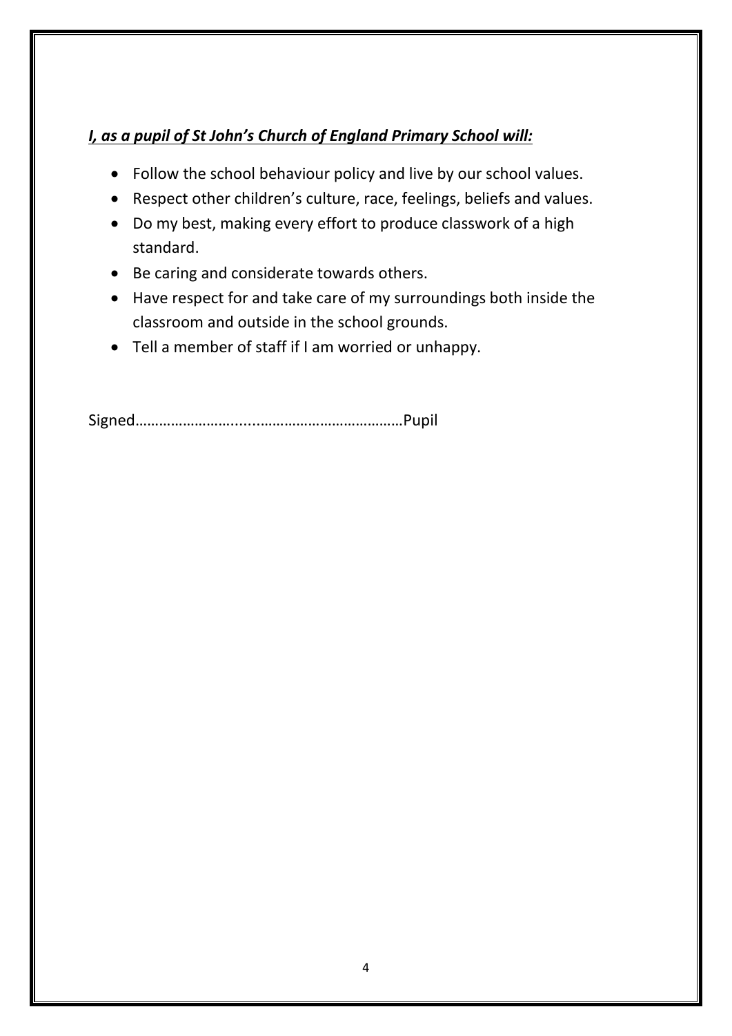***I, as a pupil of St John’s Church of England Primary School will:***

- Follow the school behaviour policy and live by our school values.
- Respect other children’s culture, race, feelings, beliefs and values.
- Do my best, making every effort to produce classwork of a high standard.
- Be caring and considerate towards others.
- Have respect for and take care of my surroundings both inside the classroom and outside in the school grounds.
- Tell a member of staff if I am worried or unhappy.

Signed…………………….........……………………………Pupil